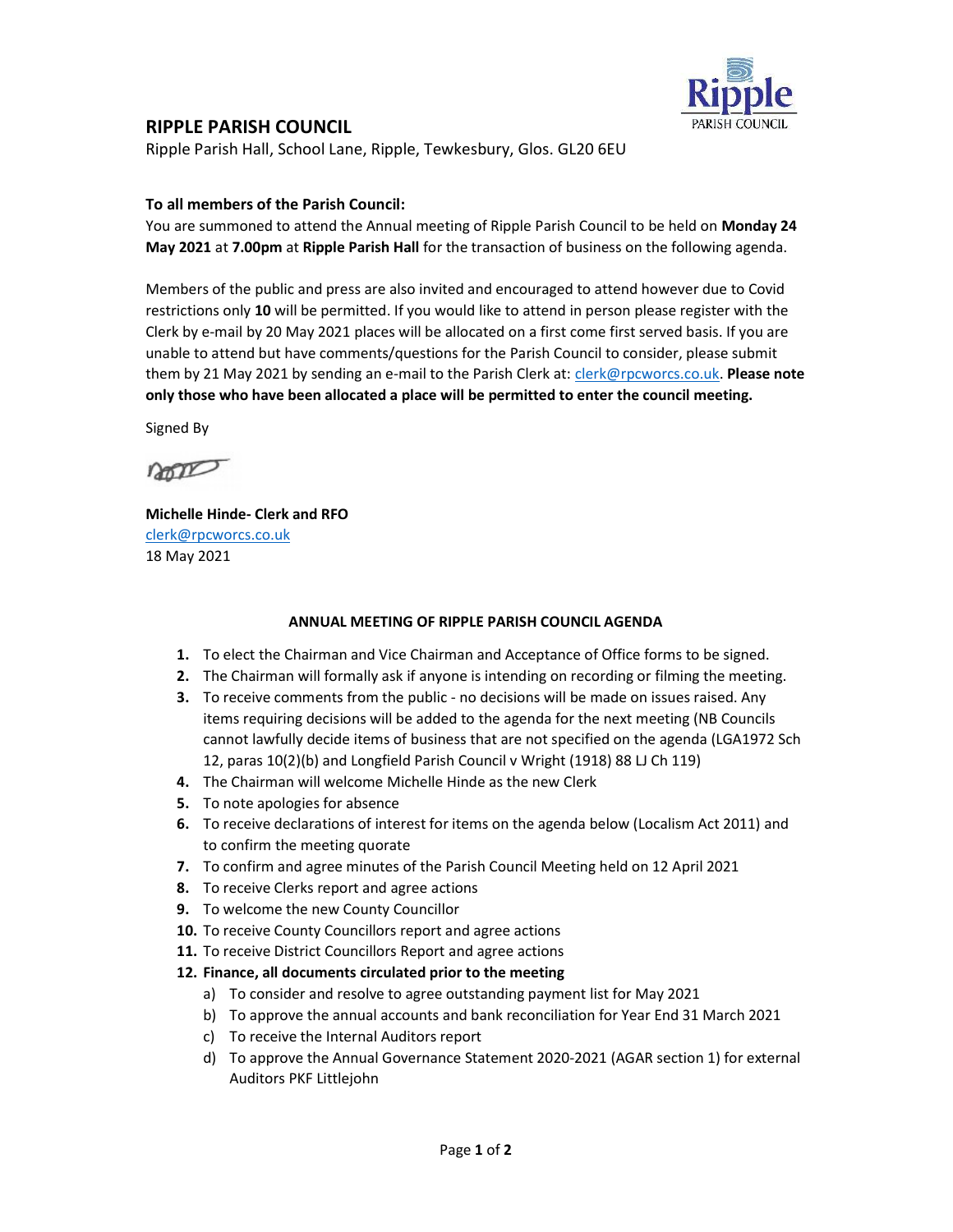## RIPPLE PARISH COUNCIL

Ripple Parish Hall, School Lane, Ripple, Tewkesbury, Glos. GL20 6EU

**To all members of the Parish Council:**

You are summoned to attend the Annual meeting of Ripple Parish Council to be held on **Monday 24 May 2021** at **7.00pm** at **Ripple Parish Hall** for the transaction of business on the following agenda.

Members of the public and press are also invited and encouraged to attend however due to Covid restrictions only **10** will be permitted. If you would like to attend in person please register with the Clerk by e-mail by 20 May 2021 places will be allocated on a first come first served basis. If you are unable to attend but have comments/questions for the Parish Council to consider, please submit them by 21 May 2021 by sending an e-mail to the Parish Clerk at: clerk@rpcworcs.co.uk. **Please note only those who have been allocated a place will be permitted to enter the council meeting.**

Signed By

**Michelle Hinde- Clerk and RFO**
clerk@rpcworcs.co.uk
18 May 2021

### ANNUAL MEETING OF RIPPLE PARISH COUNCIL AGENDA

1. To elect the Chairman and Vice Chairman and Acceptance of Office forms to be signed.
2. The Chairman will formally ask if anyone is intending on recording or filming the meeting.
3. To receive comments from the public - no decisions will be made on issues raised. Any items requiring decisions will be added to the agenda for the next meeting (NB Councils cannot lawfully decide items of business that are not specified on the agenda (LGA1972 Sch 12, paras 10(2)(b) and Longfield Parish Council v Wright (1918) 88 LJ Ch 119)
4. The Chairman will welcome Michelle Hinde as the new Clerk
5. To note apologies for absence
6. To receive declarations of interest for items on the agenda below (Localism Act 2011) and to confirm the meeting quorate
7. To confirm and agree minutes of the Parish Council Meeting held on 12 April 2021
8. To receive Clerks report and agree actions
9. To welcome the new County Councillor
10. To receive County Councillors report and agree actions
11. To receive District Councillors Report and agree actions
12. **Finance, all documents circulated prior to the meeting**
    a) To consider and resolve to agree outstanding payment list for May 2021
    b) To approve the annual accounts and bank reconciliation for Year End 31 March 2021
    c) To receive the Internal Auditors report
    d) To approve the Annual Governance Statement 2020-2021 (AGAR section 1) for external Auditors PKF Littlejohn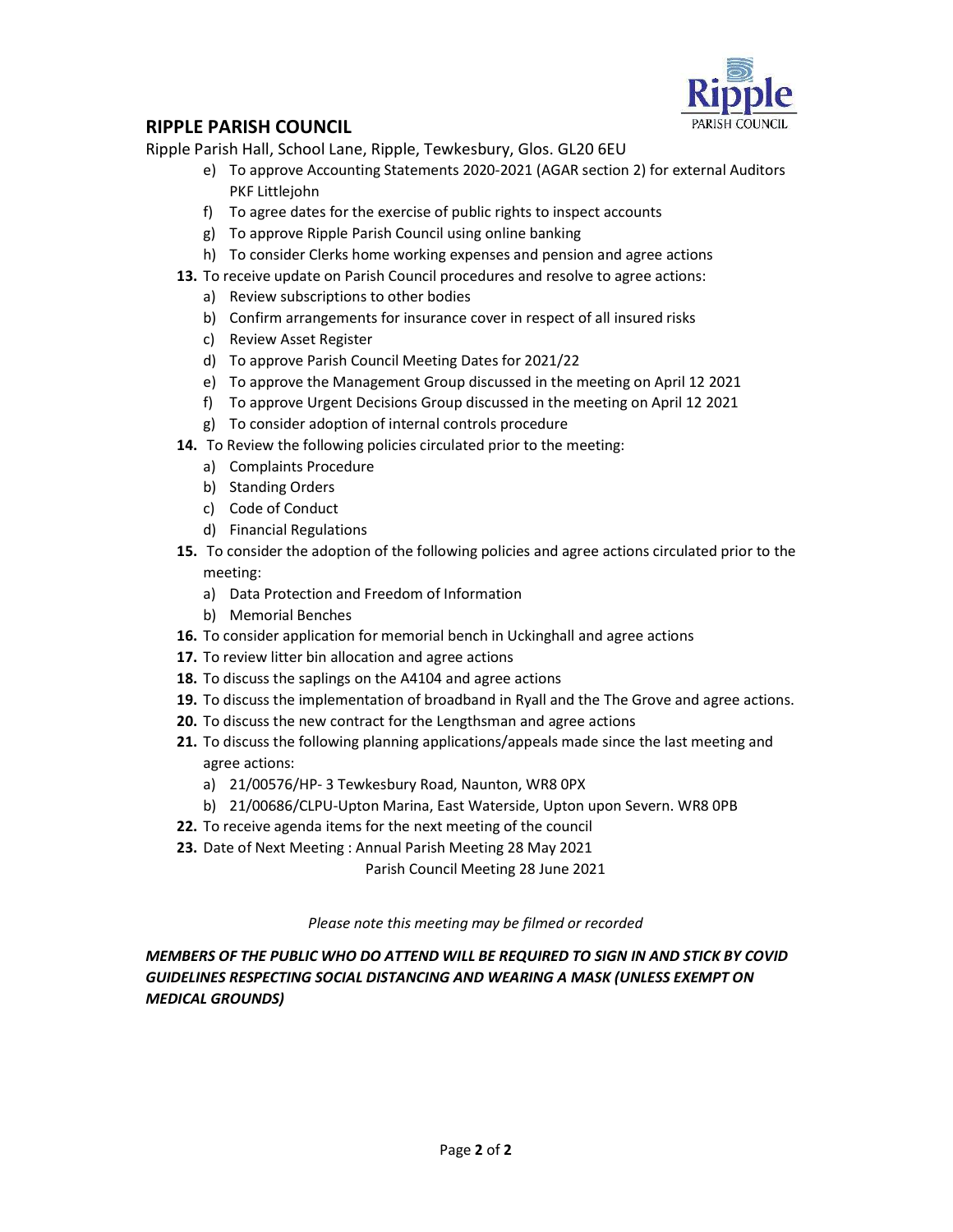## RIPPLE PARISH COUNCIL

Ripple Parish Hall, School Lane, Ripple, Tewkesbury, Glos. GL20 6EU

   e) To approve Accounting Statements 2020-2021 (AGAR section 2) for external Auditors PKF Littlejohn
   f) To agree dates for the exercise of public rights to inspect accounts
   g) To approve Ripple Parish Council using online banking
   h) To consider Clerks home working expenses and pension and agree actions

**13.** To receive update on Parish Council procedures and resolve to agree actions:
   a) Review subscriptions to other bodies
   b) Confirm arrangements for insurance cover in respect of all insured risks
   c) Review Asset Register
   d) To approve Parish Council Meeting Dates for 2021/22
   e) To approve the Management Group discussed in the meeting on April 12 2021
   f) To approve Urgent Decisions Group discussed in the meeting on April 12 2021
   g) To consider adoption of internal controls procedure

**14.** To Review the following policies circulated prior to the meeting:
   a) Complaints Procedure
   b) Standing Orders
   c) Code of Conduct
   d) Financial Regulations

**15.** To consider the adoption of the following policies and agree actions circulated prior to the meeting:
   a) Data Protection and Freedom of Information
   b) Memorial Benches

**16.** To consider application for memorial bench in Uckinghall and agree actions

**17.** To review litter bin allocation and agree actions

**18.** To discuss the saplings on the A4104 and agree actions

**19.** To discuss the implementation of broadband in Ryall and the The Grove and agree actions.

**20.** To discuss the new contract for the Lengthsman and agree actions

**21.** To discuss the following planning applications/appeals made since the last meeting and agree actions:
   a) 21/00576/HP- 3 Tewkesbury Road, Naunton, WR8 0PX
   b) 21/00686/CLPU-Upton Marina, East Waterside, Upton upon Severn. WR8 0PB

**22.** To receive agenda items for the next meeting of the council

**23.** Date of Next Meeting : Annual Parish Meeting 28 May 2021
Parish Council Meeting 28 June 2021

*Please note this meeting may be filmed or recorded*

***MEMBERS OF THE PUBLIC WHO DO ATTEND WILL BE REQUIRED TO SIGN IN AND STICK BY COVID GUIDELINES RESPECTING SOCIAL DISTANCING AND WEARING A MASK (UNLESS EXEMPT ON MEDICAL GROUNDS)***